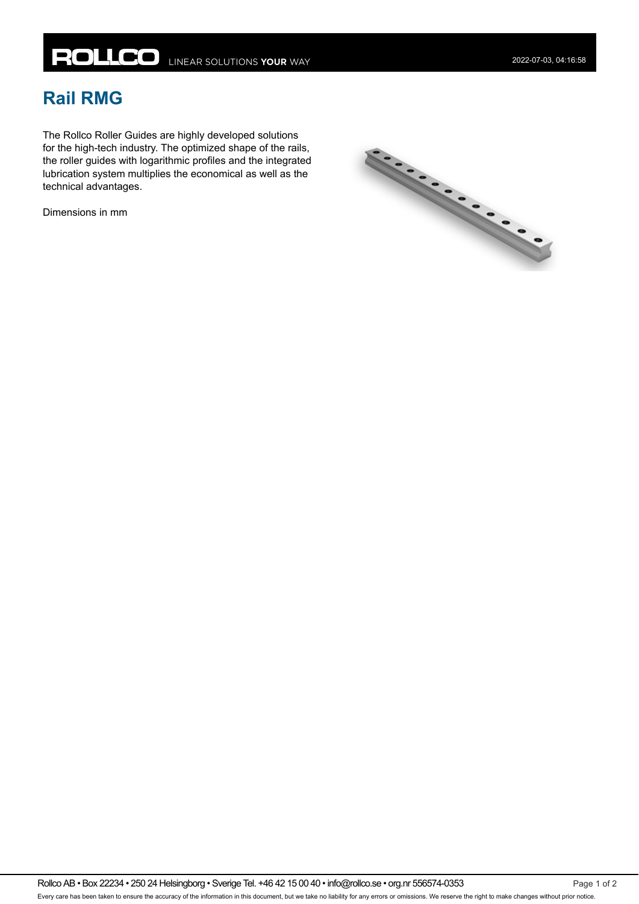# Rail RMG

The Rollco Roller Guides are highly developed solutions for the high-tech industry. The optimized shape of the rails, the roller guides with logarithmic profiles and the integrated lubrication system multiplies the economical as well as the technical advantages.

Dimensions in mm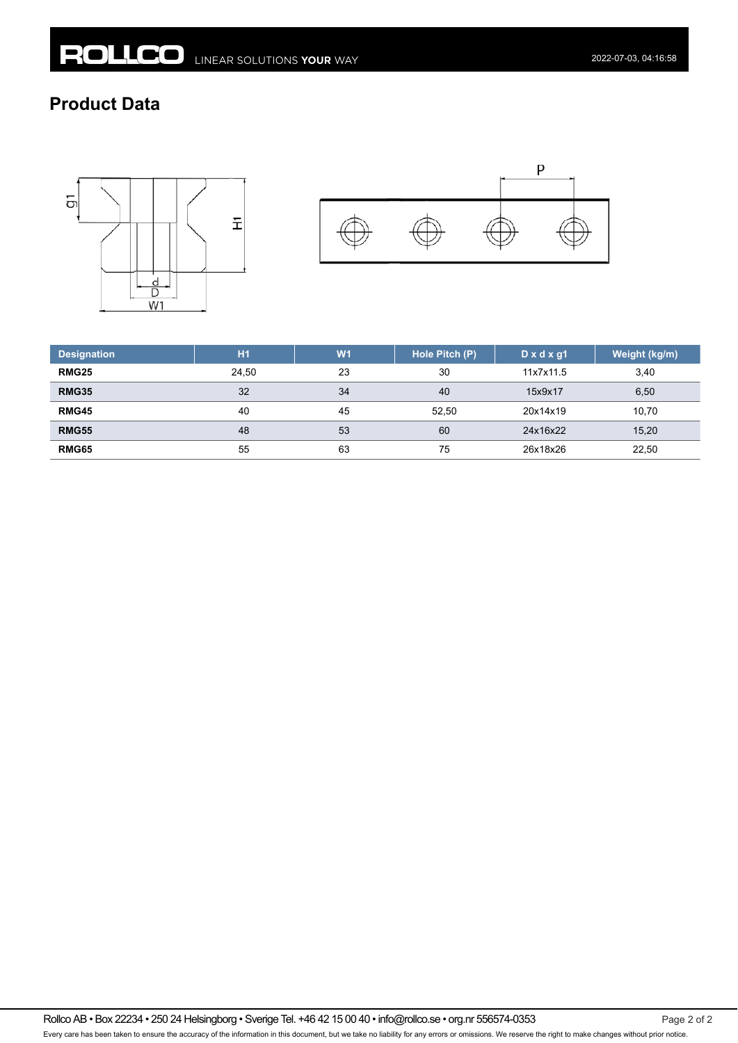## Product Data

| Designation | H1 | W1 | Hole Pitch (P) | D x d x g1 | Weight (kg/m) |
|---|---|---|---|---|---|
| **RMG25** | 24,50 | 23 | 30 | 11x7x11.5 | 3,40 |
| **RMG35** | 32 | 34 | 40 | 15x9x17 | 6,50 |
| **RMG45** | 40 | 45 | 52,50 | 20x14x19 | 10,70 |
| **RMG55** | 48 | 53 | 60 | 24x16x22 | 15,20 |
| **RMG65** | 55 | 63 | 75 | 26x18x26 | 22,50 |